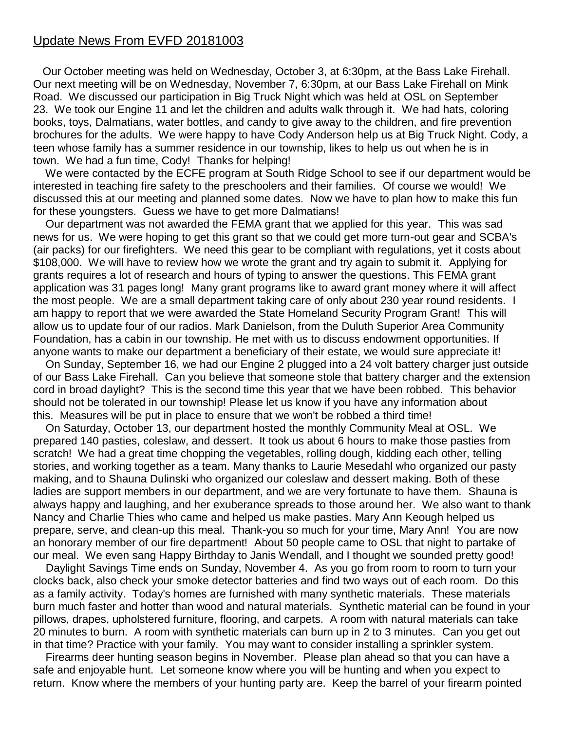# Update News From EVFD 20181003

Our October meeting was held on Wednesday, October 3, at 6:30pm, at the Bass Lake Firehall. Our next meeting will be on Wednesday, November 7, 6:30pm, at our Bass Lake Firehall on Mink Road. We discussed our participation in Big Truck Night which was held at OSL on September 23. We took our Engine 11 and let the children and adults walk through it. We had hats, coloring books, toys, Dalmatians, water bottles, and candy to give away to the children, and fire prevention brochures for the adults. We were happy to have Cody Anderson help us at Big Truck Night. Cody, a teen whose family has a summer residence in our township, likes to help us out when he is in town. We had a fun time, Cody! Thanks for helping!

We were contacted by the ECFE program at South Ridge School to see if our department would be interested in teaching fire safety to the preschoolers and their families. Of course we would! We discussed this at our meeting and planned some dates. Now we have to plan how to make this fun for these youngsters. Guess we have to get more Dalmatians!

Our department was not awarded the FEMA grant that we applied for this year. This was sad news for us. We were hoping to get this grant so that we could get more turn-out gear and SCBA's (air packs) for our firefighters. We need this gear to be compliant with regulations, yet it costs about $108,000. We will have to review how we wrote the grant and try again to submit it. Applying for grants requires a lot of research and hours of typing to answer the questions. This FEMA grant application was 31 pages long! Many grant programs like to award grant money where it will affect the most people. We are a small department taking care of only about 230 year round residents. I am happy to report that we were awarded the State Homeland Security Program Grant! This will allow us to update four of our radios. Mark Danielson, from the Duluth Superior Area Community Foundation, has a cabin in our township. He met with us to discuss endowment opportunities. If anyone wants to make our department a beneficiary of their estate, we would sure appreciate it!

On Sunday, September 16, we had our Engine 2 plugged into a 24 volt battery charger just outside of our Bass Lake Firehall. Can you believe that someone stole that battery charger and the extension cord in broad daylight? This is the second time this year that we have been robbed. This behavior should not be tolerated in our township! Please let us know if you have any information about this. Measures will be put in place to ensure that we won't be robbed a third time!

On Saturday, October 13, our department hosted the monthly Community Meal at OSL. We prepared 140 pasties, coleslaw, and dessert. It took us about 6 hours to make those pasties from scratch! We had a great time chopping the vegetables, rolling dough, kidding each other, telling stories, and working together as a team. Many thanks to Laurie Mesedahl who organized our pasty making, and to Shauna Dulinski who organized our coleslaw and dessert making. Both of these ladies are support members in our department, and we are very fortunate to have them. Shauna is always happy and laughing, and her exuberance spreads to those around her. We also want to thank Nancy and Charlie Thies who came and helped us make pasties. Mary Ann Keough helped us prepare, serve, and clean-up this meal. Thank-you so much for your time, Mary Ann! You are now an honorary member of our fire department! About 50 people came to OSL that night to partake of our meal. We even sang Happy Birthday to Janis Wendall, and I thought we sounded pretty good!

Daylight Savings Time ends on Sunday, November 4. As you go from room to room to turn your clocks back, also check your smoke detector batteries and find two ways out of each room. Do this as a family activity. Today's homes are furnished with many synthetic materials. These materials burn much faster and hotter than wood and natural materials. Synthetic material can be found in your pillows, drapes, upholstered furniture, flooring, and carpets. A room with natural materials can take 20 minutes to burn. A room with synthetic materials can burn up in 2 to 3 minutes. Can you get out in that time? Practice with your family. You may want to consider installing a sprinkler system.

Firearms deer hunting season begins in November. Please plan ahead so that you can have a safe and enjoyable hunt. Let someone know where you will be hunting and when you expect to return. Know where the members of your hunting party are. Keep the barrel of your firearm pointed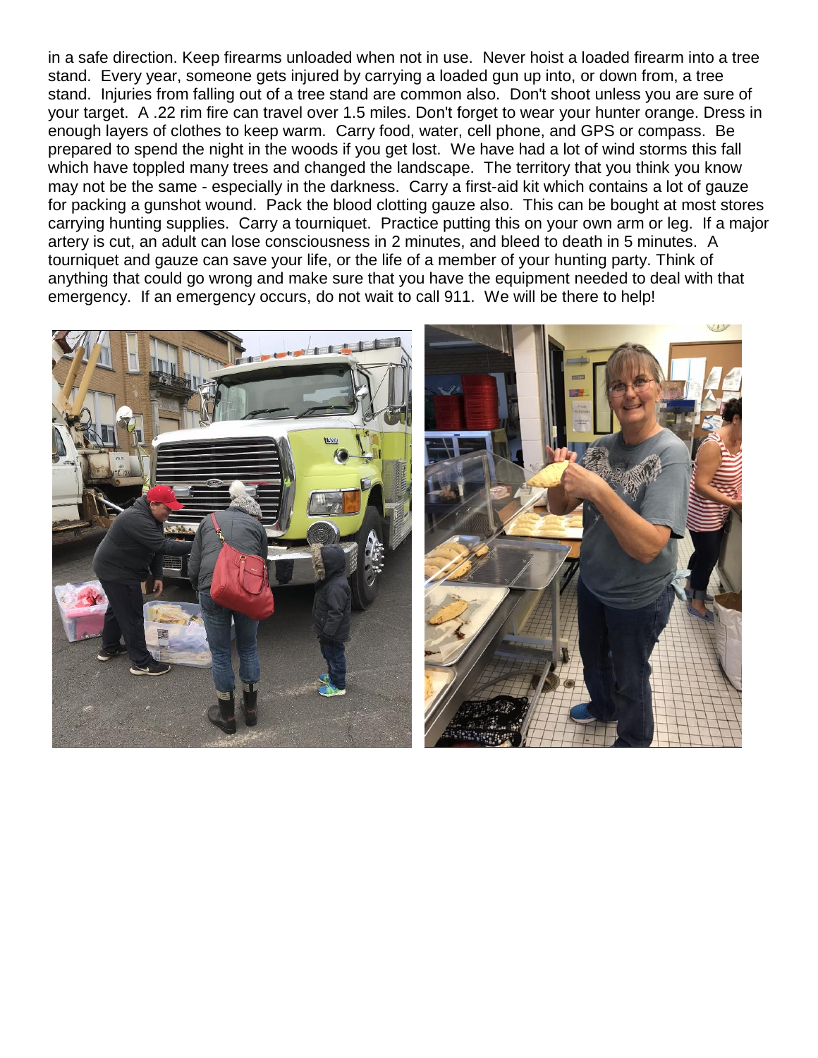in a safe direction. Keep firearms unloaded when not in use. Never hoist a loaded firearm into a tree stand. Every year, someone gets injured by carrying a loaded gun up into, or down from, a tree stand. Injuries from falling out of a tree stand are common also. Don't shoot unless you are sure of your target. A .22 rim fire can travel over 1.5 miles. Don't forget to wear your hunter orange. Dress in enough layers of clothes to keep warm. Carry food, water, cell phone, and GPS or compass. Be prepared to spend the night in the woods if you get lost. We have had a lot of wind storms this fall which have toppled many trees and changed the landscape. The territory that you think you know may not be the same - especially in the darkness. Carry a first-aid kit which contains a lot of gauze for packing a gunshot wound. Pack the blood clotting gauze also. This can be bought at most stores carrying hunting supplies. Carry a tourniquet. Practice putting this on your own arm or leg. If a major artery is cut, an adult can lose consciousness in 2 minutes, and bleed to death in 5 minutes. A tourniquet and gauze can save your life, or the life of a member of your hunting party. Think of anything that could go wrong and make sure that you have the equipment needed to deal with that emergency. If an emergency occurs, do not wait to call 911. We will be there to help!